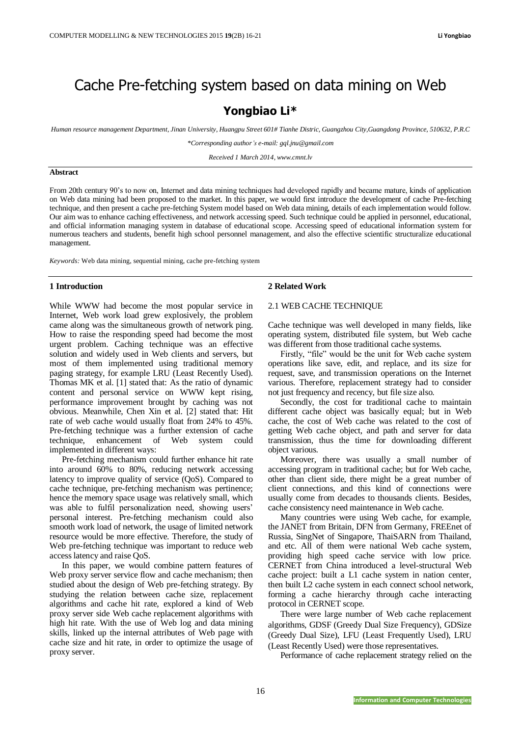# Cache Pre-fetching system based on data mining on Web

## Yongbiao Li*

*Human resource management Department, Jinan University, Huangpu Street 601# Tianhe Distric, Guangzhou City,Guangdong Province, 510632, P.R.C*

*\*Corresponding author's e-mail: gql.jnu@gmail.com*

*Received 1 March 2014, www.cmnt.lv*

**Abstract**

From 20th century 90's to now on, Internet and data mining techniques had developed rapidly and became mature, kinds of application on Web data mining had been proposed to the market. In this paper, we would first introduce the development of cache Pre-fetching technique, and then present a cache pre-fetching System model based on Web data mining, details of each implementation would follow. Our aim was to enhance caching effectiveness, and network accessing speed. Such technique could be applied in personnel, educational, and official information managing system in database of educational scope. Accessing speed of educational information system for numerous teachers and students, benefit high school personnel management, and also the effective scientific structuralize educational management.

*Keywords:* Web data mining, sequential mining, cache pre-fetching system

## 1 Introduction

While WWW had become the most popular service in Internet, Web work load grew explosively, the problem came along was the simultaneous growth of network ping. How to raise the responding speed had become the most urgent problem. Caching technique was an effective solution and widely used in Web clients and servers, but most of them implemented using traditional memory paging strategy, for example LRU (Least Recently Used). Thomas MK et al. [1] stated that: As the ratio of dynamic content and personal service on WWW kept rising, performance improvement brought by caching was not obvious. Meanwhile, Chen Xin et al. [2] stated that: Hit rate of web cache would usually float from 24% to 45%. Pre-fetching technique was a further extension of cache technique, enhancement of Web system could implemented in different ways:

Pre-fetching mechanism could further enhance hit rate into around 60% to 80%, reducing network accessing latency to improve quality of service (QoS). Compared to cache technique, pre-fetching mechanism was pertinence; hence the memory space usage was relatively small, which was able to fulfil personalization need, showing users' personal interest. Pre-fetching mechanism could also smooth work load of network, the usage of limited network resource would be more effective. Therefore, the study of Web pre-fetching technique was important to reduce web access latency and raise QoS.

In this paper, we would combine pattern features of Web proxy server service flow and cache mechanism; then studied about the design of Web pre-fetching strategy. By studying the relation between cache size, replacement algorithms and cache hit rate, explored a kind of Web proxy server side Web cache replacement algorithms with high hit rate. With the use of Web log and data mining skills, linked up the internal attributes of Web page with cache size and hit rate, in order to optimize the usage of proxy server.

## 2 Related Work

### 2.1 WEB CACHE TECHNIQUE

Cache technique was well developed in many fields, like operating system, distributed file system, but Web cache was different from those traditional cache systems.

Firstly, "file" would be the unit for Web cache system operations like save, edit, and replace, and its size for request, save, and transmission operations on the Internet various. Therefore, replacement strategy had to consider not just frequency and recency, but file size also.

Secondly, the cost for traditional cache to maintain different cache object was basically equal; but in Web cache, the cost of Web cache was related to the cost of getting Web cache object, and path and server for data transmission, thus the time for downloading different object various.

Moreover, there was usually a small number of accessing program in traditional cache; but for Web cache, other than client side, there might be a great number of client connections, and this kind of connections were usually come from decades to thousands clients. Besides, cache consistency need maintenance in Web cache.

Many countries were using Web cache, for example, the JANET from Britain, DFN from Germany, FREEnet of Russia, SingNet of Singapore, ThaiSARN from Thailand, and etc. All of them were national Web cache system, providing high speed cache service with low price. CERNET from China introduced a level-structural Web cache project: built a L1 cache system in nation center, then built L2 cache system in each connect school network, forming a cache hierarchy through cache interacting protocol in CERNET scope.

There were large number of Web cache replacement algorithms, GDSF (Greedy Dual Size Frequency), GDSize (Greedy Dual Size), LFU (Least Frequently Used), LRU (Least Recently Used) were those representatives.

Performance of cache replacement strategy relied on the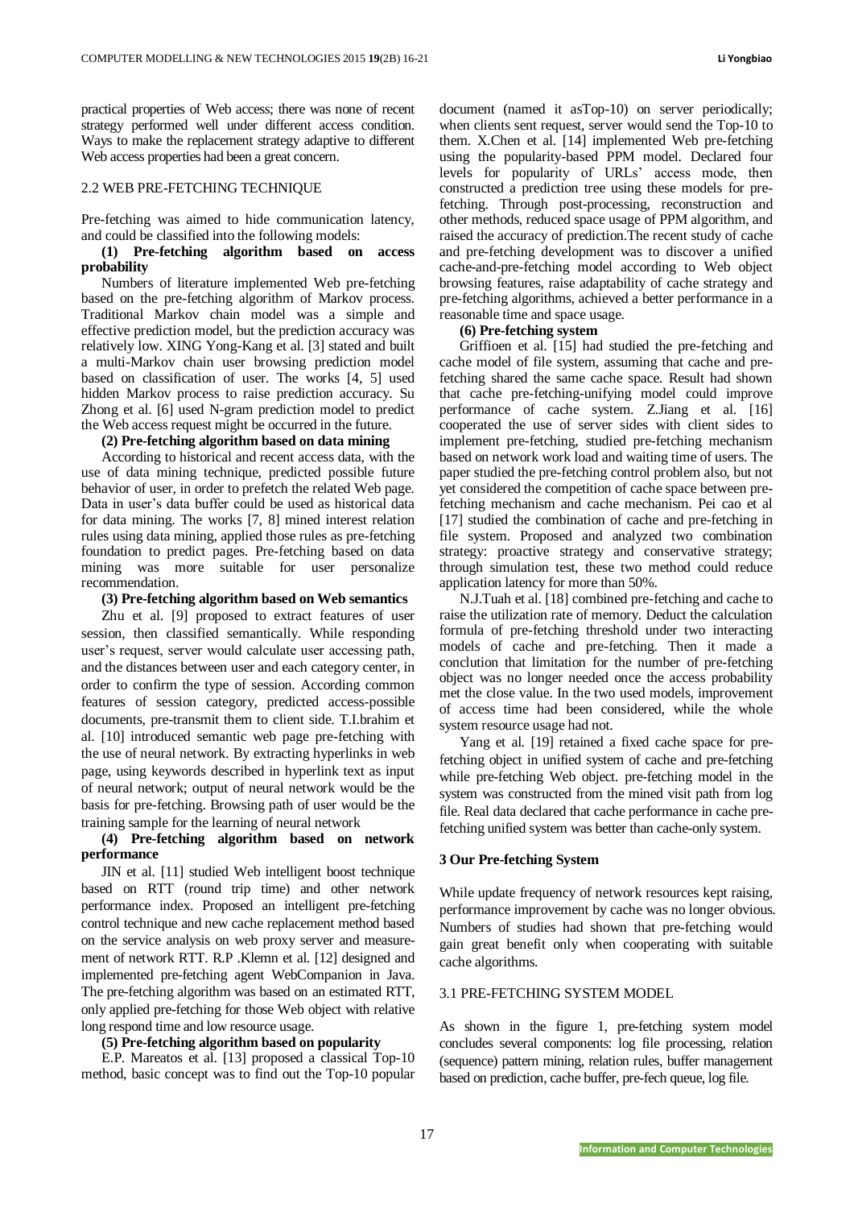practical properties of Web access; there was none of recent strategy performed well under different access condition. Ways to make the replacement strategy adaptive to different Web access properties had been a great concern.

### 2.2 WEB PRE-FETCHING TECHNIQUE

Pre-fetching was aimed to hide communication latency, and could be classified into the following models:

**(1) Pre-fetching algorithm based on access probability**

Numbers of literature implemented Web pre-fetching based on the pre-fetching algorithm of Markov process. Traditional Markov chain model was a simple and effective prediction model, but the prediction accuracy was relatively low. XING Yong-Kang et al. [3] stated and built a multi-Markov chain user browsing prediction model based on classification of user. The works [4, 5] used hidden Markov process to raise prediction accuracy. Su Zhong et al. [6] used N-gram prediction model to predict the Web access request might be occurred in the future.

**(2) Pre-fetching algorithm based on data mining**

According to historical and recent access data, with the use of data mining technique, predicted possible future behavior of user, in order to prefetch the related Web page. Data in user's data buffer could be used as historical data for data mining. The works [7, 8] mined interest relation rules using data mining, applied those rules as pre-fetching foundation to predict pages. Pre-fetching based on data mining was more suitable for user personalize recommendation.

**(3) Pre-fetching algorithm based on Web semantics**

Zhu et al. [9] proposed to extract features of user session, then classified semantically. While responding user's request, server would calculate user accessing path, and the distances between user and each category center, in order to confirm the type of session. According common features of session category, predicted access-possible documents, pre-transmit them to client side. T.I.brahim et al. [10] introduced semantic web page pre-fetching with the use of neural network. By extracting hyperlinks in web page, using keywords described in hyperlink text as input of neural network; output of neural network would be the basis for pre-fetching. Browsing path of user would be the training sample for the learning of neural network

**(4) Pre-fetching algorithm based on network performance**

JIN et al. [11] studied Web intelligent boost technique based on RTT (round trip time) and other network performance index. Proposed an intelligent pre-fetching control technique and new cache replacement method based on the service analysis on web proxy server and measurement of network RTT. R.P .Klemn et al. [12] designed and implemented pre-fetching agent WebCompanion in Java. The pre-fetching algorithm was based on an estimated RTT, only applied pre-fetching for those Web object with relative long respond time and low resource usage.

**(5) Pre-fetching algorithm based on popularity**

E.P. Mareatos et al. [13] proposed a classical Top-10 method, basic concept was to find out the Top-10 popular document (named it asTop-10) on server periodically; when clients sent request, server would send the Top-10 to them. X.Chen et al. [14] implemented Web pre-fetching using the popularity-based PPM model. Declared four levels for popularity of URLs' access mode, then constructed a prediction tree using these models for pre-fetching. Through post-processing, reconstruction and other methods, reduced space usage of PPM algorithm, and raised the accuracy of prediction.The recent study of cache and pre-fetching development was to discover a unified cache-and-pre-fetching model according to Web object browsing features, raise adaptability of cache strategy and pre-fetching algorithms, achieved a better performance in a reasonable time and space usage.

**(6) Pre-fetching system**

Griffioen et al. [15] had studied the pre-fetching and cache model of file system, assuming that cache and pre-fetching shared the same cache space. Result had shown that cache pre-fetching-unifying model could improve performance of cache system. Z.Jiang et al. [16] cooperated the use of server sides with client sides to implement pre-fetching, studied pre-fetching mechanism based on network work load and waiting time of users. The paper studied the pre-fetching control problem also, but not yet considered the competition of cache space between pre-fetching mechanism and cache mechanism. Pei cao et al [17] studied the combination of cache and pre-fetching in file system. Proposed and analyzed two combination strategy: proactive strategy and conservative strategy; through simulation test, these two method could reduce application latency for more than 50%.

N.J.Tuah et al. [18] combined pre-fetching and cache to raise the utilization rate of memory. Deduct the calculation formula of pre-fetching threshold under two interacting models of cache and pre-fetching. Then it made a conclution that limitation for the number of pre-fetching object was no longer needed once the access probability met the close value. In the two used models, improvement of access time had been considered, while the whole system resource usage had not.

Yang et al. [19] retained a fixed cache space for pre-fetching object in unified system of cache and pre-fetching while pre-fetching Web object. pre-fetching model in the system was constructed from the mined visit path from log file. Real data declared that cache performance in cache pre-fetching unified system was better than cache-only system.

## 3 Our Pre-fetching System

While update frequency of network resources kept raising, performance improvement by cache was no longer obvious. Numbers of studies had shown that pre-fetching would gain great benefit only when cooperating with suitable cache algorithms.

### 3.1 PRE-FETCHING SYSTEM MODEL

As shown in the figure 1, pre-fetching system model concludes several components: log file processing, relation (sequence) pattern mining, relation rules, buffer management based on prediction, cache buffer, pre-fech queue, log file.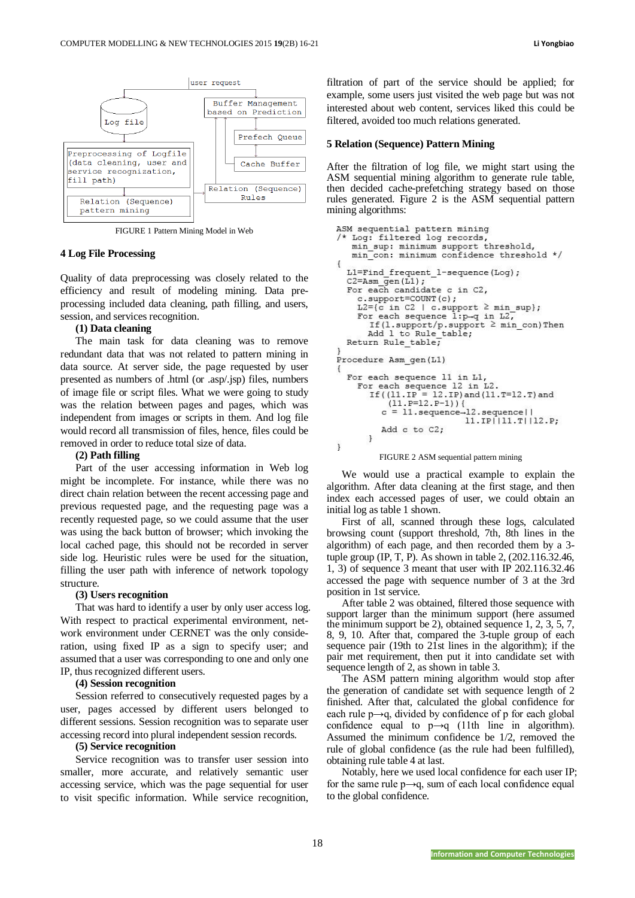FIGURE 1 Pattern Mining Model in Web

## 4 Log File Processing

Quality of data preprocessing was closely related to the efficiency and result of modeling mining. Data pre-processing included data cleaning, path filling, and users, session, and services recognition.

**(1) Data cleaning**

The main task for data cleaning was to remove redundant data that was not related to pattern mining in data source. At server side, the page requested by user presented as numbers of .html (or .asp/.jsp) files, numbers of image file or script files. What we were going to study was the relation between pages and pages, which was independent from images or scripts in them. And log file would record all transmission of files, hence, files could be removed in order to reduce total size of data.

**(2) Path filling**

Part of the user accessing information in Web log might be incomplete. For instance, while there was no direct chain relation between the recent accessing page and previous requested page, and the requesting page was a recently requested page, so we could assume that the user was using the back button of browser; which invoking the local cached page, this should not be recorded in server side log. Heuristic rules were be used for the situation, filling the user path with inference of network topology structure.

**(3) Users recognition**

That was hard to identify a user by only user access log. With respect to practical experimental environment, net-work environment under CERNET was the only conside-ration, using fixed IP as a sign to specify user; and assumed that a user was corresponding to one and only one IP, thus recognized different users.

**(4) Session recognition**

Session referred to consecutively requested pages by a user, pages accessed by different users belonged to different sessions. Session recognition was to separate user accessing record into plural independent session records.

**(5) Service recognition**

Service recognition was to transfer user session into smaller, more accurate, and relatively semantic user accessing service, which was the page sequential for user to visit specific information. While service recognition, filtration of part of the service should be applied; for example, some users just visited the web page but was not interested about web content, services liked this could be filtered, avoided too much relations generated.

## 5 Relation (Sequence) Pattern Mining

After the filtration of log file, we might start using the ASM sequential mining algorithm to generate rule table, then decided cache-prefetching strategy based on those rules generated. Figure 2 is the ASM sequential pattern mining algorithms:

```
ASM sequential pattern mining
/* Log: filtered log records,
   min_sup: minimum support threshold,
   min_con: minimum confidence threshold */
{
  L1=Find_frequent_1-sequence(Log);
  C2=Asm_gen(L1);
  For each candidate c in C2,
    c.support=COUNT(c);
    L2={c in C2 | c.support ≥ min_sup};
    For each sequence l:p→q in L2,
      If(l.support/p.support ≥ min_con)Then
     Add l to Rule_table;
  Return Rule_table;
}
Procedure Asm_gen(L1)
{
  For each sequence l1 in L1,
    For each sequence l2 in L2.
      If((l1.IP = l2.IP)and(l1.T=l2.T)and
         (l1.P=l2.P-1)){
        c = l1.sequence→l2.sequence||
                    l1.IP||l1.T||l2.P;
        Add c to C2;
      }
}
```

FIGURE 2 ASM sequential pattern mining

We would use a practical example to explain the algorithm. After data cleaning at the first stage, and then index each accessed pages of user, we could obtain an initial log as table 1 shown.

First of all, scanned through these logs, calculated browsing count (support threshold, 7th, 8th lines in the algorithm) of each page, and then recorded them by a 3-tuple group (IP, T, P). As shown in table 2, (202.116.32.46, 1, 3) of sequence 3 meant that user with IP 202.116.32.46 accessed the page with sequence number of 3 at the 3rd position in 1st service.

After table 2 was obtained, filtered those sequence with support larger than the minimum support (here assumed the minimum support be 2), obtained sequence 1, 2, 3, 5, 7, 8, 9, 10. After that, compared the 3-tuple group of each sequence pair (19th to 21st lines in the algorithm); if the pair met requirement, then put it into candidate set with sequence length of 2, as shown in table 3.

The ASM pattern mining algorithm would stop after the generation of candidate set with sequence length of 2 finished. After that, calculated the global confidence for each rule p→q, divided by confidence of p for each global confidence equal to p→q (11th line in algorithm). Assumed the minimum confidence be 1/2, removed the rule of global confidence (as the rule had been fulfilled), obtaining rule table 4 at last.

Notably, here we used local confidence for each user IP; for the same rule p→q, sum of each local confidence equal to the global confidence.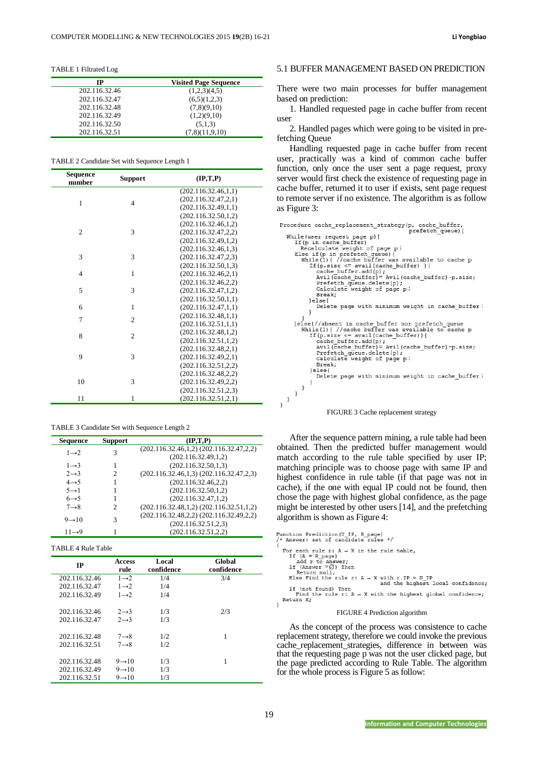TABLE 1 Filtrated Log

| IP | Visited Page Sequence |
|---|---|
| 202.116.32.46 | (1,2,3)(4,5) |
| 202.116.32.47 | (6,5)(1,2,3) |
| 202.116.32.48 | (7,8)(9,10) |
| 202.116.32.49 | (1,2)(9,10) |
| 202.116.32.50 | (5,1,3) |
| 202.116.32.51 | (7,8)(11,9,10) |

TABLE 2 Candidate Set with Sequence Length 1

| Sequence number | Support | (IP,T,P) |
|---|---|---|
| 1 | 4 | (202.116.32.46,1,1) (202.116.32.47,2,1) (202.116.32.49,1,1) (202.116.32.50,1,2) |
| 2 | 3 | (202.116.32.46,1,2) (202.116.32.47,2,2) (202.116.32.49,1,2) |
| 3 | 3 | (202.116.32.46,1,3) (202.116.32.47,2,3) (202.116.32.50,1,3) |
| 4 | 1 | (202.116.32.46,2,1) |
| 5 | 3 | (202.116.32.46,2,2) (202.116.32.47,1,2) (202.116.32.50,1,1) |
| 6 | 1 | (202.116.32.47,1,1) |
| 7 | 2 | (202.116.32.48,1,1) (202.116.32.51,1,1) |
| 8 | 2 | (202.116.32.48,1,2) (202.116.32.51,1,2) |
| 9 | 3 | (202.116.32.48,2,1) (202.116.32.49,2,1) (202.116.32.51,2,2) |
| 10 | 3 | (202.116.32.48,2,2) (202.116.32.49,2,2) (202.116.32.51,2,3) |
| 11 | 1 | (202.116.32.51,2,1) |

TABLE 3 Candidate Set with Sequence Length 2

| Sequence | Support | (IP,T,P) |
|---|---|---|
| 1→2 | 3 | (202.116.32.46,1,2) (202.116.32.47,2,2) (202.116.32.49,1,2) |
| 1→3 | 1 | (202.116.32.50,1,3) |
| 2→3 | 2 | (202.116.32.46,1,3) (202.116.32.47,2,3) |
| 4→5 | 1 | (202.116.32.46,2,2) |
| 5→1 | 1 | (202.116.32.50,1,2) |
| 6→5 | 1 | (202.116.32.47,1,2) |
| 7→8 | 2 | (202.116.32.48,1,2) (202.116.32.51,1,2) |
| 9→10 | 3 | (202.116.32.48,2,2) (202.116.32.49,2,2) (202.116.32.51,2,3) |
| 11→9 | 1 | (202.116.32.51,2,2) |

TABLE 4 Rule Table

| IP | Access rule | Local confidence | Global confidence |
|---|---|---|---|
| 202.116.32.46 | 1→2 | 1/4 | 3/4 |
| 202.116.32.47 | 1→2 | 1/4 | |
| 202.116.32.49 | 1→2 | 1/4 | |
| 202.116.32.46 | 2→3 | 1/3 | 2/3 |
| 202.116.32.47 | 2→3 | 1/3 | |
| 202.116.32.48 | 7→8 | 1/2 | 1 |
| 202.116.32.51 | 7→8 | 1/2 | |
| 202.116.32.48 | 9→10 | 1/3 | 1 |
| 202.116.32.49 | 9→10 | 1/3 | |
| 202.116.32.51 | 9→10 | 1/3 | |

## 5.1 BUFFER MANAGEMENT BASED ON PREDICTION

There were two main processes for buffer management based on prediction:

1. Handled requested page in cache buffer from recent user
2. Handled pages which were going to be visited in pre-fetching Queue

Handling requested page in cache buffer from recent user, practically was a kind of common cache buffer function, only once the user sent a page request, proxy server would first check the existence of requesting page in cache buffer, returned it to user if exists, sent page request to remote server if no existence. The algorithm is as follow as Figure 3:

```
Procedure cache_replacement_strategy(p, cache_buffer,
                                     prefetch_queue){
  While(user request page p){
    If(p in cache_buffer)
      Recalculate weight of page p;
    Else if(p in prefetch_queue){
      While(1){ //cache buffer was available to cache p
        If(p.size <= avail(cache_buffer) ){
          cache_buffer.add(p);
          Avil(cache_buffer)= Avil(cache_buffer)-p.size;
          Prefetch_queue.delete(p);
          Calculate weight of page p;
          Break;
        }else{
          Delete page with minimum weight in cache_buffer;
        }
      }
    }else{//absent in cache_buffer nor prefetch_queue
      While(1){ //cache buffer was available to cache p
        If(p.size <= avail(cache_buffer)){
          cache_buffer.add(p);
          Avil(cache_buffer)= Avil(cache_buffer)-p.size;
          Prefetch_queue.delete(p);
          Calculate weight of page p;
          Break;
        }else{
          Delete page with minimum weight in cache_buffer;
        }
      }
    }
  }
}
```

FIGURE 3 Cache replacement strategy

After the sequence pattern mining, a rule table had been obtained. Then the predicted buffer management would match according to the rule table specified by user IP; matching principle was to choose page with same IP and highest confidence in rule table (if that page was not in cache), if the one with equal IP could not be found, then chose the page with highest global confidence, as the page might be interested by other users [14], and the prefetching algorithm is shown as Figure 4:

```
Function Prediction(U_IP, R_page)
/* Answer: set of candidate rules */
{
  For each rule r: A → X in the rule table,
    If (A = R_page)
      Add r to Answer;
    If (Answer =∅) Then
      Return null;
    Else Find the rule r: A → X with r.IP = U_IP
                              and the highest local confidence;
    If (not found) Then
      Find the rule r: A → X with the highest global confidence;
  Return X;
}
```

FIGURE 4 Prediction algorithm

As the concept of the process was consistence to cache replacement strategy, therefore we could invoke the previous cache_replacement_strategies, difference in between was that the requesting page p was not the user clicked page, but the page predicted according to Rule Table. The algorithm for the whole process is Figure 5 as follow: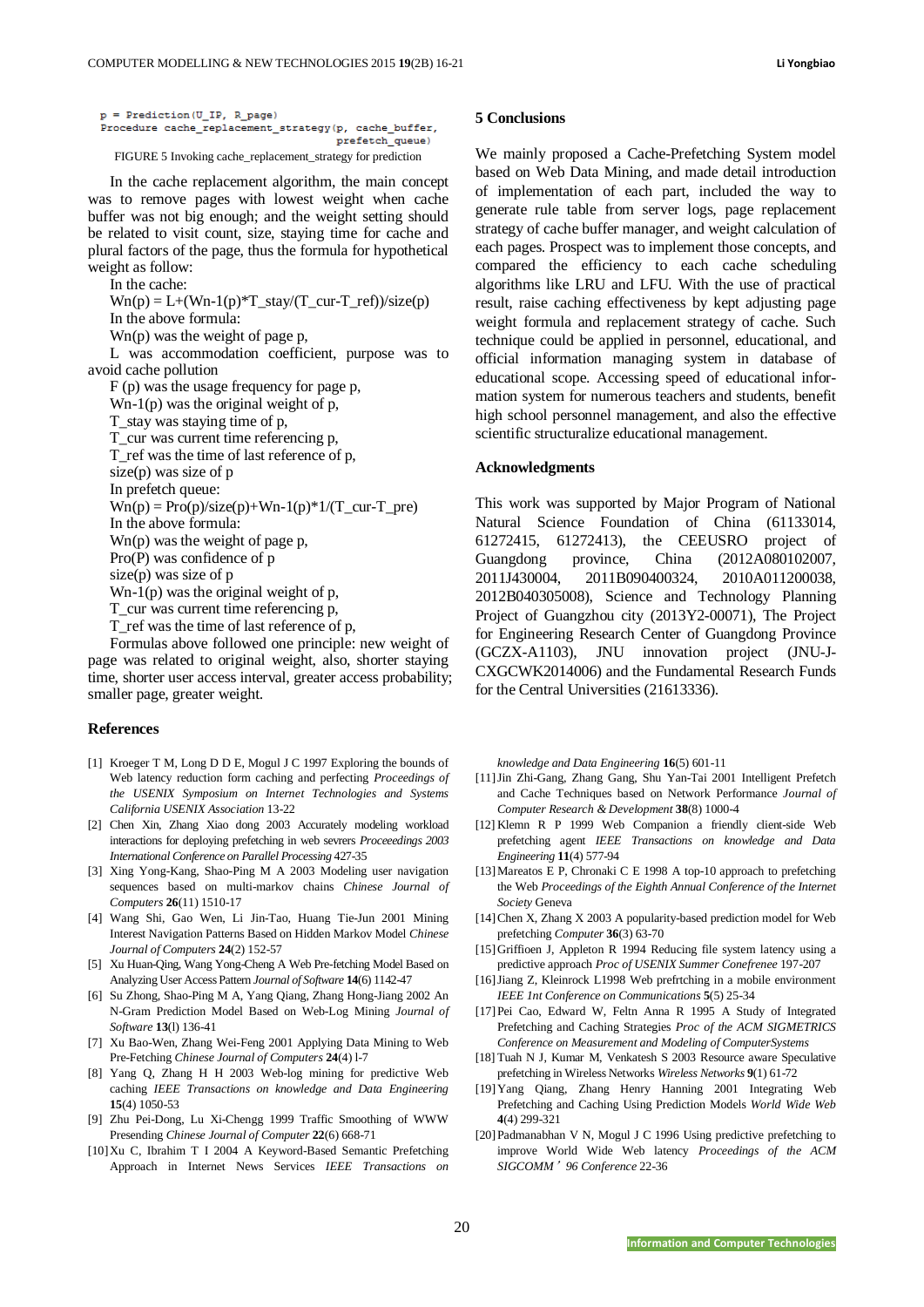```
p = Prediction(U_IP, R_page)
Procedure cache_replacement_strategy(p, cache_buffer,
                                      prefetch_queue)
```

FIGURE 5 Invoking cache_replacement_strategy for prediction

In the cache replacement algorithm, the main concept was to remove pages with lowest weight when cache buffer was not big enough; and the weight setting should be related to visit count, size, staying time for cache and plural factors of the page, thus the formula for hypothetical weight as follow:

In the cache:

$W_n(p) = L+(W_{n-1}(p)*T\_stay/(T\_cur-T\_ref))/size(p)$

In the above formula:

$W_n(p)$ was the weight of page p,

L was accommodation coefficient, purpose was to avoid cache pollution

F (p) was the usage frequency for page p,

$W_{n-1}(p)$ was the original weight of p,

T_stay was staying time of p,

T_cur was current time referencing p,

T_ref was the time of last reference of p,

size(p) was size of p

In prefetch queue:

$W_n(p) = Pro(p)/size(p)+W_{n-1}(p)*1/(T\_cur-T\_pre)$

In the above formula:

$W_n(p)$ was the weight of page p,

Pro(P) was confidence of p

size(p) was size of p

$W_{n-1}(p)$ was the original weight of p,

T_cur was current time referencing p,

T_ref was the time of last reference of p,

Formulas above followed one principle: new weight of page was related to original weight, also, shorter staying time, shorter user access interval, greater access probability; smaller page, greater weight.

## 5 Conclusions

We mainly proposed a Cache-Prefetching System model based on Web Data Mining, and made detail introduction of implementation of each part, included the way to generate rule table from server logs, page replacement strategy of cache buffer manager, and weight calculation of each pages. Prospect was to implement those concepts, and compared the efficiency to each cache scheduling algorithms like LRU and LFU. With the use of practical result, raise caching effectiveness by kept adjusting page weight formula and replacement strategy of cache. Such technique could be applied in personnel, educational, and official information managing system in database of educational scope. Accessing speed of educational information system for numerous teachers and students, benefit high school personnel management, and also the effective scientific structuralize educational management.

## Acknowledgments

This work was supported by Major Program of National Natural Science Foundation of China (61133014, 61272415, 61272413), the CEEUSRO project of Guangdong province, China (2012A080102007, 2011J430004, 2011B090400324, 2010A011200038, 2012B040305008), Science and Technology Planning Project of Guangzhou city (2013Y2-00071), The Project for Engineering Research Center of Guangdong Province (GCZX-A1103), JNU innovation project (JNU-J-CXGCWK2014006) and the Fundamental Research Funds for the Central Universities (21613336).

## References

[1] Kroeger T M, Long D D E, Mogul J C 1997 Exploring the bounds of Web latency reduction form caching and perfecting *Proceedings of the USENIX Symposium on Internet Technologies and Systems California USENIX Association* 13-22

[2] Chen Xin, Zhang Xiao dong 2003 Accurately modeling workload interactions for deploying prefetching in web sevrers *Proceeedings 2003 International Conference on Parallel Processing* 427-35

[3] Xing Yong-Kang, Shao-Ping M A 2003 Modeling user navigation sequences based on multi-markov chains *Chinese Journal of Computers* **26**(11) 1510-17

[4] Wang Shi, Gao Wen, Li Jin-Tao, Huang Tie-Jun 2001 Mining Interest Navigation Patterns Based on Hidden Markov Model *Chinese Journal of Computers* **24**(2) 152-57

[5] Xu Huan-Qing, Wang Yong-Cheng A Web Pre-fetching Model Based on Analyzing User Access Pattern *Journal of Software* **14**(6) 1142-47

[6] Su Zhong, Shao-Ping M A, Yang Qiang, Zhang Hong-Jiang 2002 An N-Gram Prediction Model Based on Web-Log Mining *Journal of Software* **13**(l) 136-41

[7] Xu Bao-Wen, Zhang Wei-Feng 2001 Applying Data Mining to Web Pre-Fetching *Chinese Journal of Computers* **24**(4) l-7

[8] Yang Q, Zhang H H 2003 Web-log mining for predictive Web caching *IEEE Transactions on knowledge and Data Engineering* **15**(4) 1050-53

[9] Zhu Pei-Dong, Lu Xi-Chengg 1999 Traffic Smoothing of WWW Presending *Chinese Journal of Computer* **22**(6) 668-71

[10] Xu C, Ibrahim T I 2004 A Keyword-Based Semantic Prefetching Approach in Internet News Services *IEEE Transactions on knowledge and Data Engineering* **16**(5) 601-11

[11] Jin Zhi-Gang, Zhang Gang, Shu Yan-Tai 2001 Intelligent Prefetch and Cache Techniques based on Network Performance *Journal of Computer Research & Development* **38**(8) 1000-4

[12] Klemn R P 1999 Web Companion a friendly client-side Web prefetching agent *IEEE Transactions on knowledge and Data Engineering* **11**(4) 577-94

[13] Mareatos E P, Chronaki C E 1998 A top-10 approach to prefetching the Web *Proceedings of the Eighth Annual Conference of the Internet Society* Geneva

[14] Chen X, Zhang X 2003 A popularity-based prediction model for Web prefetching *Computer* **36**(3) 63-70

[15] Griffioen J, Appleton R 1994 Reducing file system latency using a predictive approach *Proc of USENIX Summer Conefrence* 197-207

[16] Jiang Z, Kleinrock L1998 Web prefrtching in a mobile environment *IEEE 1nt Conference on Communications* **5**(5) 25-34

[17] Pei Cao, Edward W, Feltn Anna R 1995 A Study of Integrated Prefetching and Caching Strategies *Proc of the ACM SIGMETRICS Conference on Measurement and Modeling of ComputerSystems*

[18] Tuah N J, Kumar M, Venkatesh S 2003 Resource aware Speculative prefetching in Wireless Networks *Wireless Networks* **9**(1) 61-72

[19] Yang Qiang, Zhang Henry Hanning 2001 Integrating Web Prefetching and Caching Using Prediction Models *World Wide Web* **4**(4) 299-321

[20] Padmanabhan V N, Mogul J C 1996 Using predictive prefetching to improve World Wide Web latency *Proceedings of the ACM SIGCOMM' 96 Conference* 22-36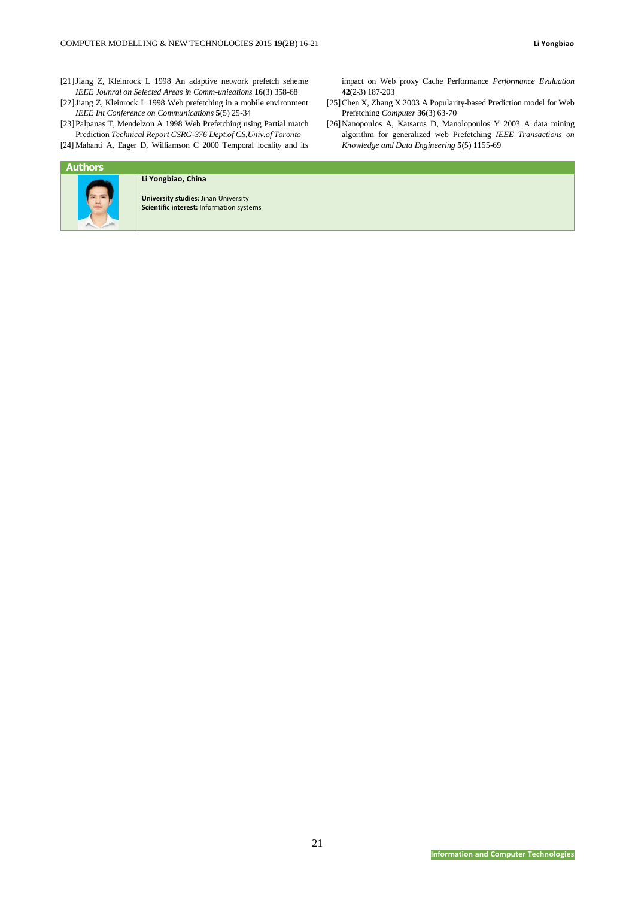[21] Jiang Z, Kleinrock L 1998 An adaptive network prefetch seheme *IEEE Jounral on Selected Areas in Comm-unieations* **16**(3) 358-68

[22] Jiang Z, Kleinrock L 1998 Web prefetching in a mobile environment *IEEE Int Conference on Communications* **5**(5) 25-34

[23] Palpanas T, Mendelzon A 1998 Web Prefetching using Partial match Prediction *Technical Report CSRG-376 Dept.of CS,Univ.of Toronto*

[24] Mahanti A, Eager D, Williamson C 2000 Temporal locality and its impact on Web proxy Cache Performance *Performance Evaluation* **42**(2-3) 187-203

[25] Chen X, Zhang X 2003 A Popularity-based Prediction model for Web Prefetching *Computer* **36**(3) 63-70

[26] Nanopoulos A, Katsaros D, Manolopoulos Y 2003 A data mining algorithm for generalized web Prefetching *IEEE Transactions on Knowledge and Data Engineering* **5**(5) 1155-69

## Authors

**Li Yongbiao, China**

**University studies:** Jinan University
**Scientific interest:** Information systems